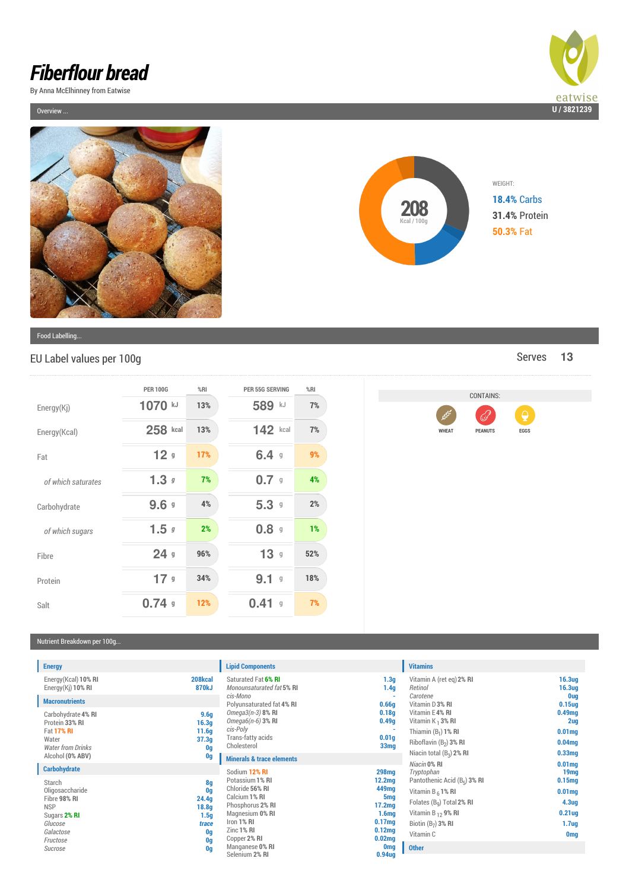# Fiberflour bread

By Anna McElhinney from Eatwise

eatwise

U / 3821239

Overview ...

208
Kcal / 100g

WEIGHT:

18.4% Carbs

31.4% Protein

50.3% Fat

Food Labelling...

## EU Label values per 100g

Serves 13

| | PER 100G | %RI | PER 55G SERVING | %RI |
|---|---|---|---|---|
| Energy(Kj) | 1070 kJ | 13% | 589 kJ | 7% |
| Energy(Kcal) | 258 kcal | 13% | 142 kcal | 7% |
| Fat | 12 g | 17% | 6.4 g | 9% |
| *of which saturates* | 1.3 g | 7% | 0.7 g | 4% |
| Carbohydrate | 9.6 g | 4% | 5.3 g | 2% |
| *of which sugars* | 1.5 g | 2% | 0.8 g | 1% |
| Fibre | 24 g | 96% | 13 g | 52% |
| Protein | 17 g | 34% | 9.1 g | 18% |
| Salt | 0.74 g | 12% | 0.41 g | 7% |

CONTAINS:

WHEAT, PEANUTS, EGGS

Nutrient Breakdown per 100g...

### Energy

| | |
|---|---|
| Energy(Kcal) 10% RI | 208kcal |
| Energy(Kj) 10% RI | 870kJ |

### Macronutrients

| | |
|---|---|
| Carbohydrate 4% RI | 9.6g |
| Protein 33% RI | 16.3g |
| Fat 17% RI | 11.6g |
| Water | 37.3g |
| *Water from Drinks* | 0g |
| Alcohol (0% ABV) | 0g |

### Carbohydrate

| | |
|---|---|
| Starch | 8g |
| Oligosaccharide | 0g |
| Fibre 98% RI | 24.4g |
| NSP | 18.8g |
| Sugars 2% RI | 1.5g |
| *Glucose* | *trace* |
| *Galactose* | 0g |
| *Fructose* | 0g |
| *Sucrose* | 0g |

### Lipid Components

| | |
|---|---|
| Saturated Fat 6% RI | 1.3g |
| *Monounsaturated fat* 5% RI | 1.4g |
| *cis-Mono* | - |
| Polyunsaturated fat 4% RI | 0.66g |
| *Omega3(n-3)* 8% RI | 0.18g |
| *Omega6(n-6)* 3% RI | 0.49g |
| *cis-Poly* | - |
| Trans-fatty acids | 0.01g |
| Cholesterol | 33mg |

### Minerals & trace elements

| | |
|---|---|
| Sodium 12% RI | 298mg |
| Potassium 1% RI | 12.2mg |
| Chloride 56% RI | 449mg |
| Calcium 1% RI | 5mg |
| Phosphorus 2% RI | 17.2mg |
| Magnesium 0% RI | 1.6mg |
| Iron 1% RI | 0.17mg |
| Zinc 1% RI | 0.12mg |
| Copper 2% RI | 0.02mg |
| Manganese 0% RI | 0mg |
| Selenium 2% RI | 0.94ug |

### Vitamins

| | |
|---|---|
| Vitamin A (ret eq) 2% RI | 16.3ug |
| *Retinol* | 16.3ug |
| *Carotene* | 0ug |
| Vitamin D 3% RI | 0.15ug |
| Vitamin E 4% RI | 0.49mg |
| Vitamin $K_1$ 3% RI | 2ug |
| Thiamin ($B_1$) 1% RI | 0.01mg |
| Riboflavin ($B_2$) 3% RI | 0.04mg |
| Niacin total ($B_3$) 2% RI | 0.33mg |
| *Niacin* 0% RI | 0.01mg |
| *Tryptophan* | 19mg |
| Pantothenic Acid ($B_5$) 3% RI | 0.15mg |
| Vitamin $B_6$ 1% RI | 0.01mg |
| Folates ($B_9$) Total 2% RI | 4.3ug |
| Vitamin $B_{12}$ 9% RI | 0.21ug |
| Biotin ($B_7$) 3% RI | 1.7ug |
| Vitamin C | 0mg |

### Other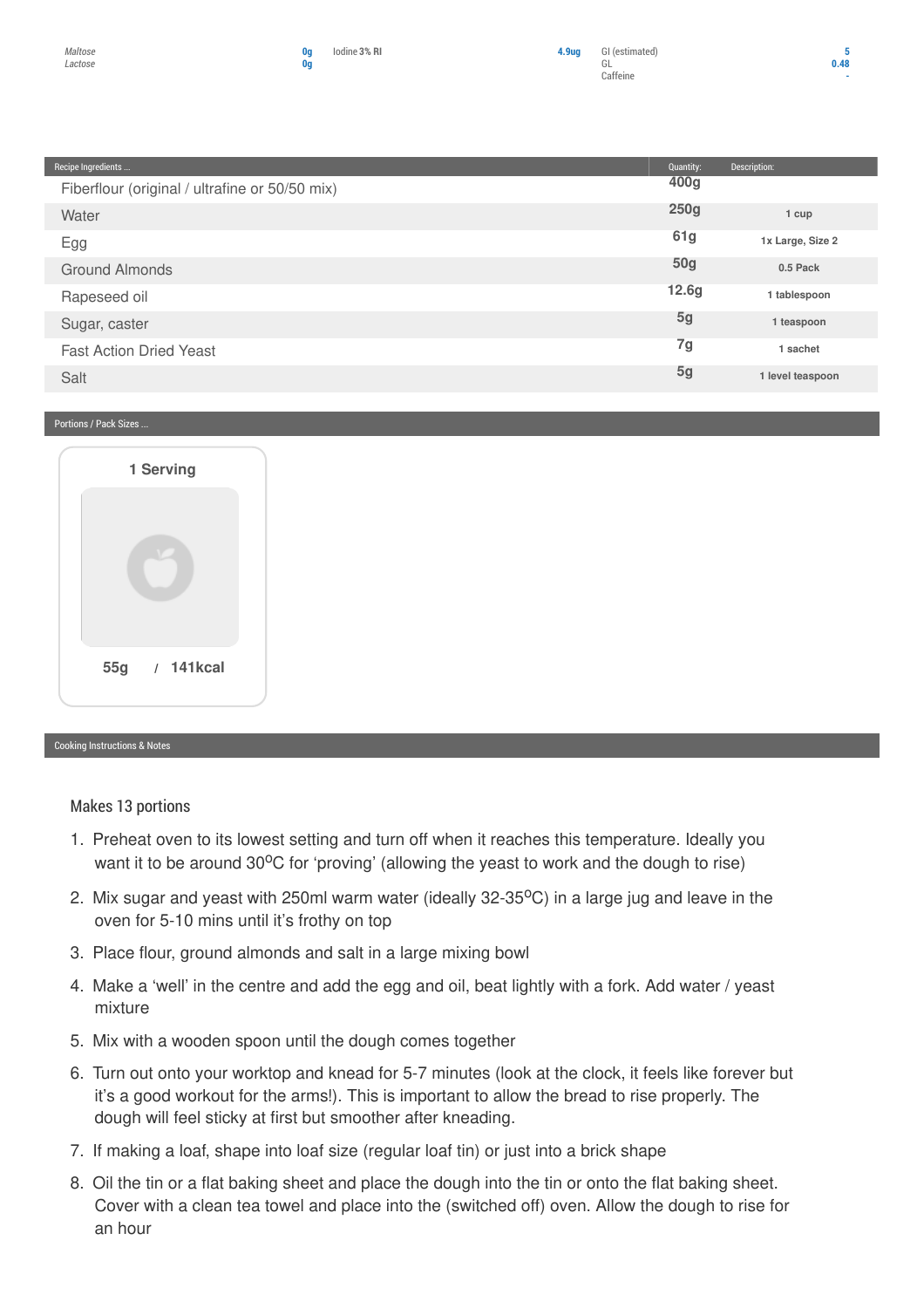| | | | | | |
|---|---|---|---|---|---|
| *Maltose* | 0g | Iodine 3% RI | 4.9ug | GI (estimated) | 5 |
| *Lactose* | 0g | | | GL | 0.48 |
| | | | | Caffeine | - |

| Recipe Ingredients ... | Quantity: | Description: |
|---|---|---|
| Fiberflour (original / ultrafine or 50/50 mix) | 400g | |
| Water | 250g | 1 cup |
| Egg | 61g | 1x Large, Size 2 |
| Ground Almonds | 50g | 0.5 Pack |
| Rapeseed oil | 12.6g | 1 tablespoon |
| Sugar, caster | 5g | 1 teaspoon |
| Fast Action Dried Yeast | 7g | 1 sachet |
| Salt | 5g | 1 level teaspoon |

## Portions / Pack Sizes ...

**1 Serving**

**55g** / **141kcal**

## Cooking Instructions & Notes

Makes 13 portions

1. Preheat oven to its lowest setting and turn off when it reaches this temperature. Ideally you want it to be around 30°C for 'proving' (allowing the yeast to work and the dough to rise)
2. Mix sugar and yeast with 250ml warm water (ideally 32-35°C) in a large jug and leave in the oven for 5-10 mins until it's frothy on top
3. Place flour, ground almonds and salt in a large mixing bowl
4. Make a 'well' in the centre and add the egg and oil, beat lightly with a fork. Add water / yeast mixture
5. Mix with a wooden spoon until the dough comes together
6. Turn out onto your worktop and knead for 5-7 minutes (look at the clock, it feels like forever but it's a good workout for the arms!). This is important to allow the bread to rise properly. The dough will feel sticky at first but smoother after kneading.
7. If making a loaf, shape into loaf size (regular loaf tin) or just into a brick shape
8. Oil the tin or a flat baking sheet and place the dough into the tin or onto the flat baking sheet. Cover with a clean tea towel and place into the (switched off) oven. Allow the dough to rise for an hour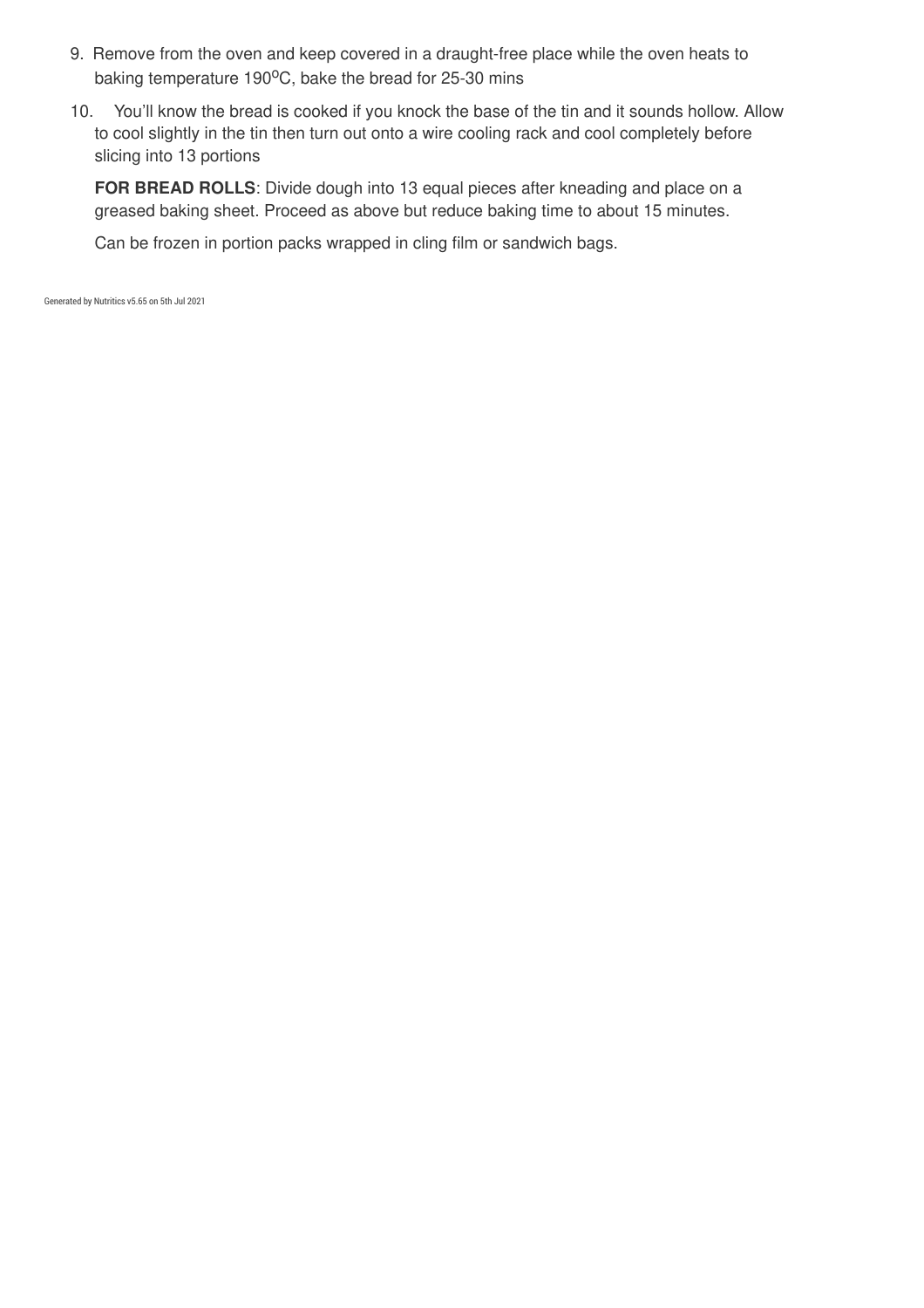9. Remove from the oven and keep covered in a draught-free place while the oven heats to baking temperature 190$^{o}$C, bake the bread for 25-30 mins

10. You'll know the bread is cooked if you knock the base of the tin and it sounds hollow. Allow to cool slightly in the tin then turn out onto a wire cooling rack and cool completely before slicing into 13 portions

    **FOR BREAD ROLLS**: Divide dough into 13 equal pieces after kneading and place on a greased baking sheet. Proceed as above but reduce baking time to about 15 minutes.

    Can be frozen in portion packs wrapped in cling film or sandwich bags.

Generated by Nutritics v5.65 on 5th Jul 2021